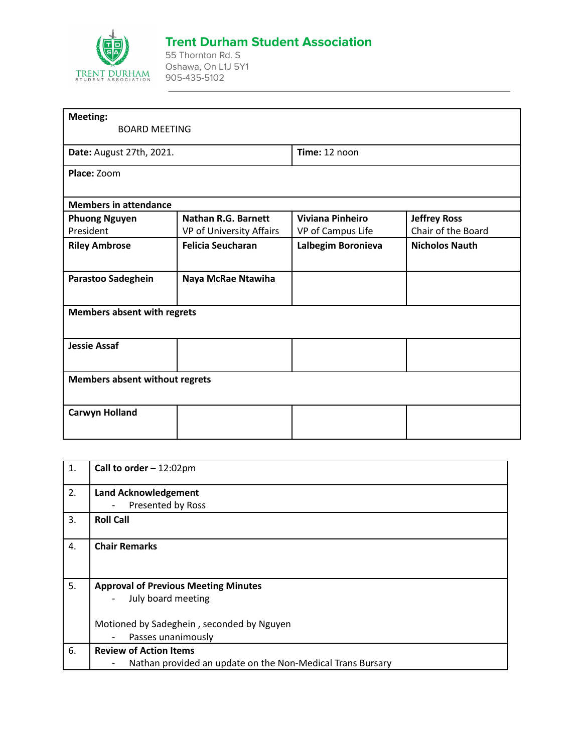# Trent Durham Student Association

55 Thornton Rd. S
Oshawa, On L1J 5Y1
905-435-5102

| **Meeting:** BOARD MEETING | | | |
|---|---|---|---|
| **Date:** August 27th, 2021. | | **Time:** 12 noon | |
| **Place:** Zoom | | | |
| **Members in attendance** | | | |
| **Phuong Nguyen** President | **Nathan R.G. Barnett** VP of University Affairs | **Viviana Pinheiro** VP of Campus Life | **Jeffrey Ross** Chair of the Board |
| **Riley Ambrose** | **Felicia Seucharan** | **Lalbegim Boronieva** | **Nicholos Nauth** |
| **Parastoo Sadeghein** | **Naya McRae Ntawiha** | | |
| **Members absent with regrets** | | | |
| **Jessie Assaf** | | | |
| **Members absent without regrets** | | | |
| **Carwyn Holland** | | | |

| | |
|---|---|
| 1. | **Call to order –** 12:02pm |
| 2. | **Land Acknowledgement**<br>- Presented by Ross |
| 3. | **Roll Call** |
| 4. | **Chair Remarks** |
| 5. | **Approval of Previous Meeting Minutes**<br>- July board meeting<br><br>Motioned by Sadeghein , seconded by Nguyen<br>- Passes unanimously |
| 6. | **Review of Action Items**<br>- Nathan provided an update on the Non-Medical Trans Bursary |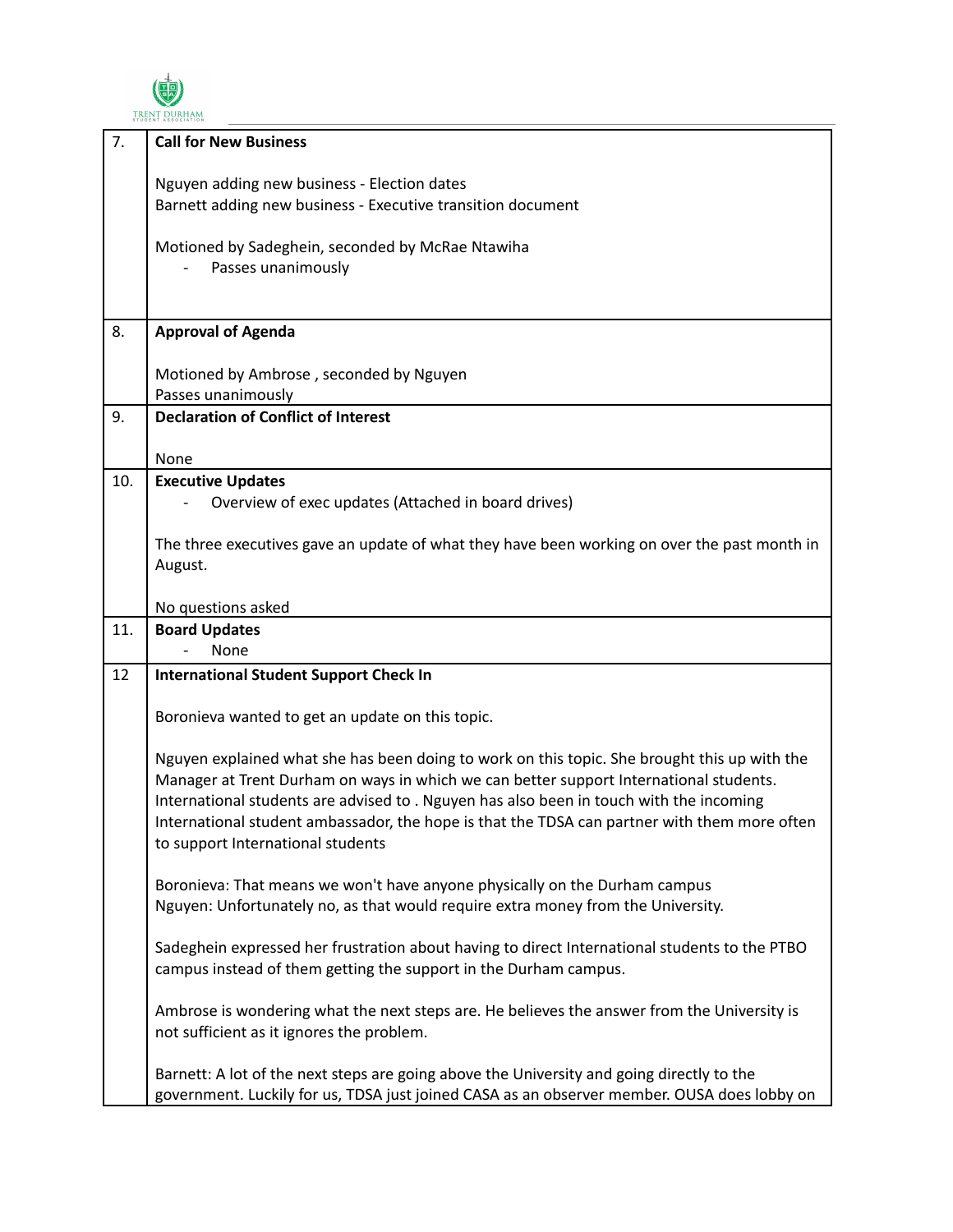| | |
|---|---|
| 7. | **Call for New Business**<br><br>Nguyen adding new business - Election dates<br>Barnett adding new business - Executive transition document<br><br>Motioned by Sadeghein, seconded by McRae Ntawiha<br>- Passes unanimously |
| 8. | **Approval of Agenda**<br><br>Motioned by Ambrose , seconded by Nguyen<br>Passes unanimously |
| 9. | **Declaration of Conflict of Interest**<br><br>None |
| 10. | **Executive Updates**<br>- Overview of exec updates (Attached in board drives)<br><br>The three executives gave an update of what they have been working on over the past month in August.<br><br>No questions asked |
| 11. | **Board Updates**<br>- None |
| 12 | **International Student Support Check In**<br><br>Boronieva wanted to get an update on this topic.<br><br>Nguyen explained what she has been doing to work on this topic. She brought this up with the Manager at Trent Durham on ways in which we can better support International students. International students are advised to . Nguyen has also been in touch with the incoming International student ambassador, the hope is that the TDSA can partner with them more often to support International students<br><br>Boronieva: That means we won't have anyone physically on the Durham campus<br>Nguyen: Unfortunately no, as that would require extra money from the University.<br><br>Sadeghein expressed her frustration about having to direct International students to the PTBO campus instead of them getting the support in the Durham campus.<br><br>Ambrose is wondering what the next steps are. He believes the answer from the University is not sufficient as it ignores the problem.<br><br>Barnett: A lot of the next steps are going above the University and going directly to the government. Luckily for us, TDSA just joined CASA as an observer member. OUSA does lobby on |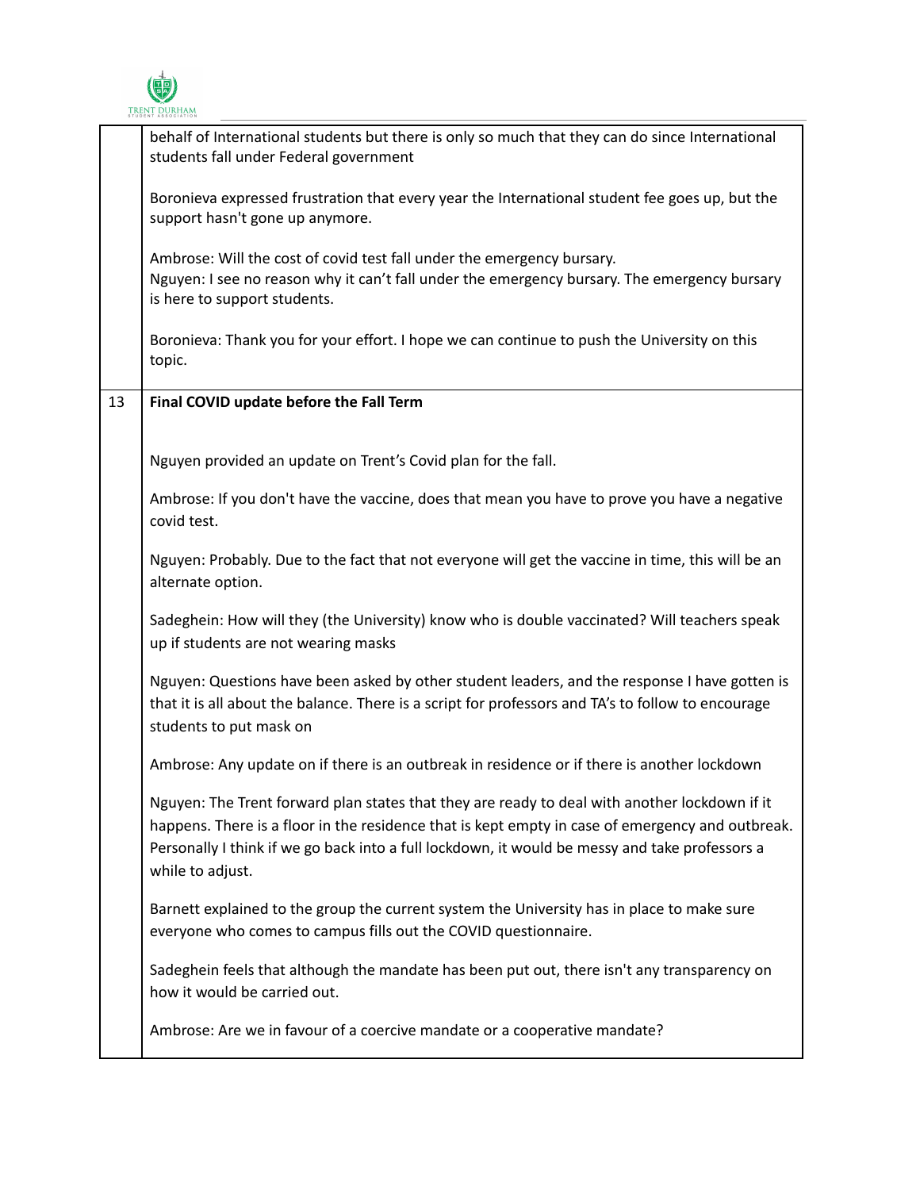| | |
|---|---|
| | behalf of International students but there is only so much that they can do since International students fall under Federal government<br><br>Boronieva expressed frustration that every year the International student fee goes up, but the support hasn't gone up anymore.<br><br>Ambrose: Will the cost of covid test fall under the emergency bursary.<br>Nguyen: I see no reason why it can't fall under the emergency bursary. The emergency bursary is here to support students.<br><br>Boronieva: Thank you for your effort. I hope we can continue to push the University on this topic. |
| 13 | **Final COVID update before the Fall Term**<br><br>Nguyen provided an update on Trent's Covid plan for the fall.<br><br>Ambrose: If you don't have the vaccine, does that mean you have to prove you have a negative covid test.<br><br>Nguyen: Probably. Due to the fact that not everyone will get the vaccine in time, this will be an alternate option.<br><br>Sadeghein: How will they (the University) know who is double vaccinated? Will teachers speak up if students are not wearing masks<br><br>Nguyen: Questions have been asked by other student leaders, and the response I have gotten is that it is all about the balance. There is a script for professors and TA's to follow to encourage students to put mask on<br><br>Ambrose: Any update on if there is an outbreak in residence or if there is another lockdown<br><br>Nguyen: The Trent forward plan states that they are ready to deal with another lockdown if it happens. There is a floor in the residence that is kept empty in case of emergency and outbreak. Personally I think if we go back into a full lockdown, it would be messy and take professors a while to adjust.<br><br>Barnett explained to the group the current system the University has in place to make sure everyone who comes to campus fills out the COVID questionnaire.<br><br>Sadeghein feels that although the mandate has been put out, there isn't any transparency on how it would be carried out.<br><br>Ambrose: Are we in favour of a coercive mandate or a cooperative mandate? |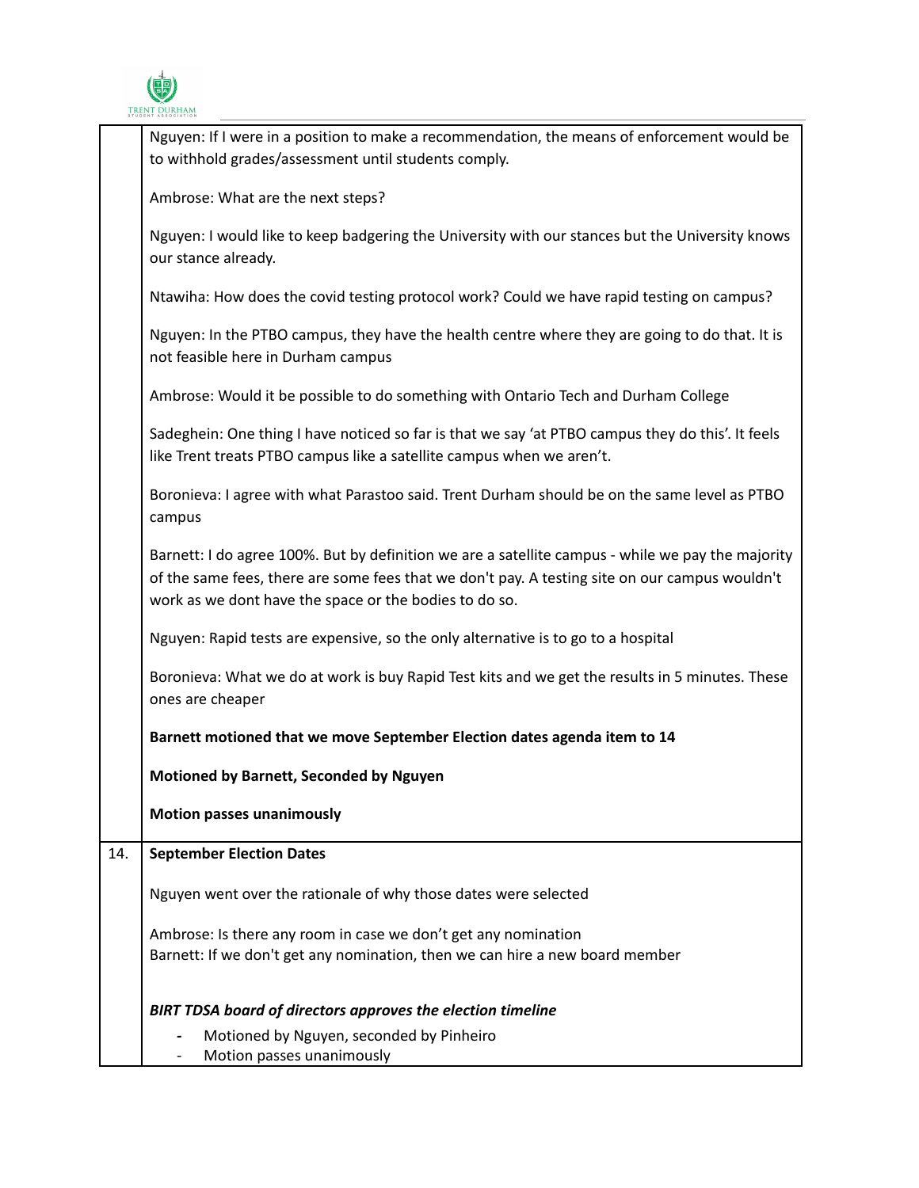| | |
|---|---|
| | Nguyen: If I were in a position to make a recommendation, the means of enforcement would be to withhold grades/assessment until students comply.<br><br>Ambrose: What are the next steps?<br><br>Nguyen: I would like to keep badgering the University with our stances but the University knows our stance already.<br><br>Ntawiha: How does the covid testing protocol work? Could we have rapid testing on campus?<br><br>Nguyen: In the PTBO campus, they have the health centre where they are going to do that. It is not feasible here in Durham campus<br><br>Ambrose: Would it be possible to do something with Ontario Tech and Durham College<br><br>Sadeghein: One thing I have noticed so far is that we say 'at PTBO campus they do this'. It feels like Trent treats PTBO campus like a satellite campus when we aren't.<br><br>Boronieva: I agree with what Parastoo said. Trent Durham should be on the same level as PTBO campus<br><br>Barnett: I do agree 100%. But by definition we are a satellite campus - while we pay the majority of the same fees, there are some fees that we don't pay. A testing site on our campus wouldn't work as we dont have the space or the bodies to do so.<br><br>Nguyen: Rapid tests are expensive, so the only alternative is to go to a hospital<br><br>Boronieva: What we do at work is buy Rapid Test kits and we get the results in 5 minutes. These ones are cheaper<br><br>**Barnett motioned that we move September Election dates agenda item to 14**<br><br>**Motioned by Barnett, Seconded by Nguyen**<br><br>**Motion passes unanimously** |
| 14. | **September Election Dates**<br><br>Nguyen went over the rationale of why those dates were selected<br><br>Ambrose: Is there any room in case we don't get any nomination<br>Barnett: If we don't get any nomination, then we can hire a new board member<br><br>***BIRT TDSA board of directors approves the election timeline***<br>- Motioned by Nguyen, seconded by Pinheiro<br>- Motion passes unanimously |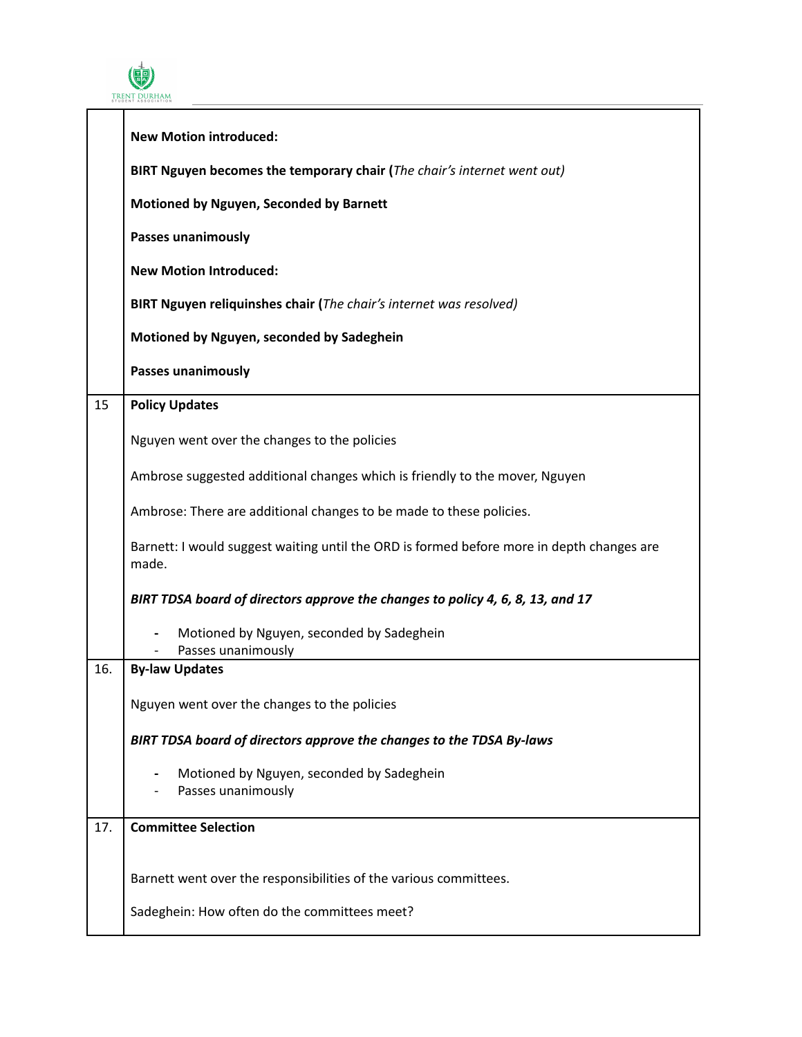| | |
|---|---|
| | **New Motion introduced:**<br><br>**BIRT Nguyen becomes the temporary chair (***The chair's internet went out)*<br><br>**Motioned by Nguyen, Seconded by Barnett**<br><br>**Passes unanimously**<br><br>**New Motion Introduced:**<br><br>**BIRT Nguyen reliquinshes chair (***The chair's internet was resolved)*<br><br>**Motioned by Nguyen, seconded by Sadeghein**<br><br>**Passes unanimously** |
| 15 | **Policy Updates**<br><br>Nguyen went over the changes to the policies<br><br>Ambrose suggested additional changes which is friendly to the mover, Nguyen<br><br>Ambrose: There are additional changes to be made to these policies.<br><br>Barnett: I would suggest waiting until the ORD is formed before more in depth changes are made.<br><br>***BIRT TDSA board of directors approve the changes to policy 4, 6, 8, 13, and 17***<br><br>- Motioned by Nguyen, seconded by Sadeghein<br>- Passes unanimously |
| 16. | **By-law Updates**<br><br>Nguyen went over the changes to the policies<br><br>***BIRT TDSA board of directors approve the changes to the TDSA By-laws***<br><br>- Motioned by Nguyen, seconded by Sadeghein<br>- Passes unanimously |
| 17. | **Committee Selection**<br><br>Barnett went over the responsibilities of the various committees.<br><br>Sadeghein: How often do the committees meet? |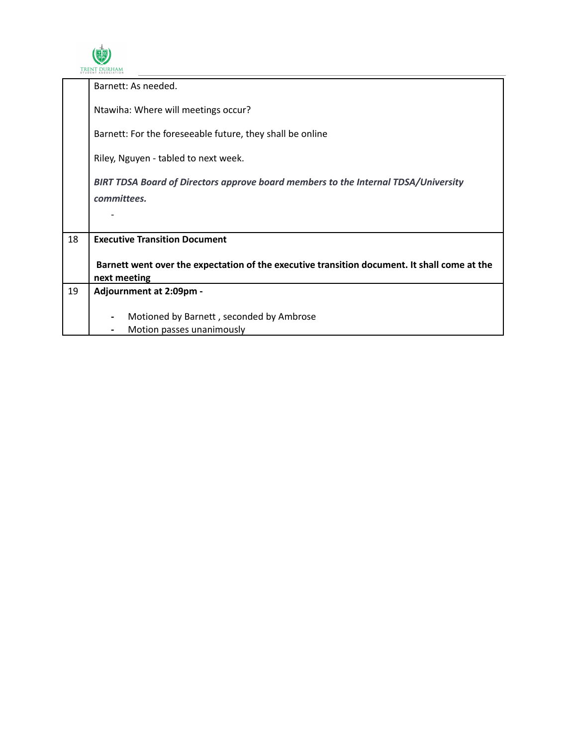| | |
|---|---|
| | Barnett: As needed.<br><br>Ntawiha: Where will meetings occur?<br><br>Barnett: For the foreseeable future, they shall be online<br><br>Riley, Nguyen - tabled to next week.<br><br>***BIRT TDSA Board of Directors approve board members to the Internal TDSA/University committees.***<br><br>- |
| 18 | **Executive Transition Document**<br><br>**Barnett went over the expectation of the executive transition document. It shall come at the next meeting** |
| 19 | **Adjournment at 2:09pm -**<br><br>- Motioned by Barnett , seconded by Ambrose<br>- Motion passes unanimously |